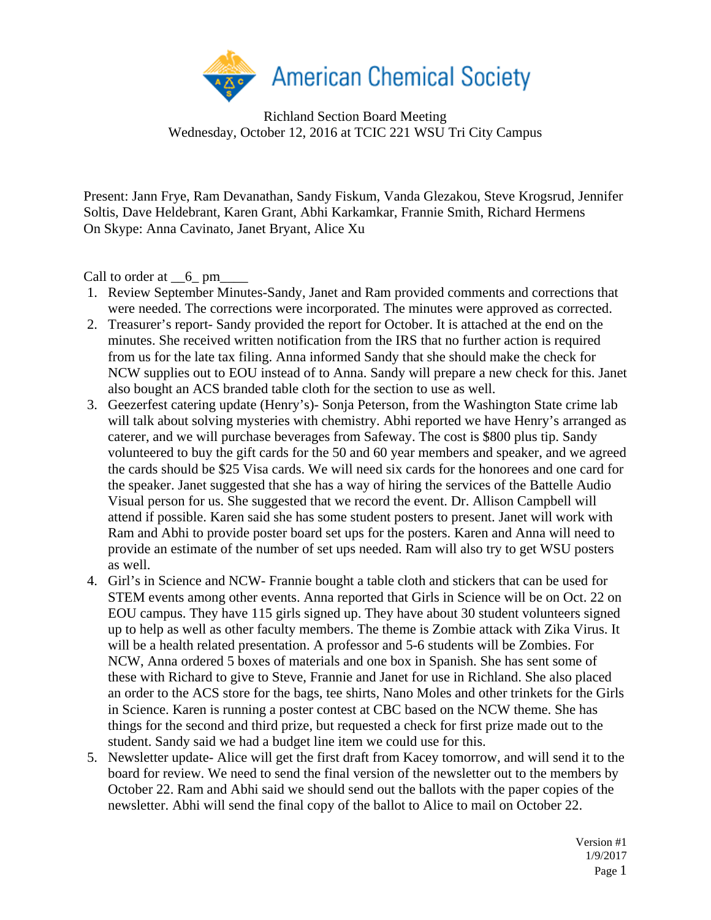American Chemical Society

Richland Section Board Meeting
Wednesday, October 12, 2016 at TCIC 221 WSU Tri City Campus

Present: Jann Frye, Ram Devanathan, Sandy Fiskum, Vanda Glezakou, Steve Krogsrud, Jennifer Soltis, Dave Heldebrant, Karen Grant, Abhi Karkamkar, Frannie Smith, Richard Hermens
On Skype: Anna Cavinato, Janet Bryant, Alice Xu

Call to order at __6_ pm____

1. Review September Minutes-Sandy, Janet and Ram provided comments and corrections that were needed. The corrections were incorporated. The minutes were approved as corrected.
2. Treasurer's report- Sandy provided the report for October. It is attached at the end on the minutes. She received written notification from the IRS that no further action is required from us for the late tax filing. Anna informed Sandy that she should make the check for NCW supplies out to EOU instead of to Anna. Sandy will prepare a new check for this. Janet also bought an ACS branded table cloth for the section to use as well.
3. Geezerfest catering update (Henry's)- Sonja Peterson, from the Washington State crime lab will talk about solving mysteries with chemistry. Abhi reported we have Henry's arranged as caterer, and we will purchase beverages from Safeway. The cost is $800 plus tip. Sandy volunteered to buy the gift cards for the 50 and 60 year members and speaker, and we agreed the cards should be $25 Visa cards. We will need six cards for the honorees and one card for the speaker. Janet suggested that she has a way of hiring the services of the Battelle Audio Visual person for us. She suggested that we record the event. Dr. Allison Campbell will attend if possible. Karen said she has some student posters to present. Janet will work with Ram and Abhi to provide poster board set ups for the posters. Karen and Anna will need to provide an estimate of the number of set ups needed. Ram will also try to get WSU posters as well.
4. Girl's in Science and NCW- Frannie bought a table cloth and stickers that can be used for STEM events among other events. Anna reported that Girls in Science will be on Oct. 22 on EOU campus. They have 115 girls signed up. They have about 30 student volunteers signed up to help as well as other faculty members. The theme is Zombie attack with Zika Virus. It will be a health related presentation. A professor and 5-6 students will be Zombies. For NCW, Anna ordered 5 boxes of materials and one box in Spanish. She has sent some of these with Richard to give to Steve, Frannie and Janet for use in Richland. She also placed an order to the ACS store for the bags, tee shirts, Nano Moles and other trinkets for the Girls in Science. Karen is running a poster contest at CBC based on the NCW theme. She has things for the second and third prize, but requested a check for first prize made out to the student. Sandy said we had a budget line item we could use for this.
5. Newsletter update- Alice will get the first draft from Kacey tomorrow, and will send it to the board for review. We need to send the final version of the newsletter out to the members by October 22. Ram and Abhi said we should send out the ballots with the paper copies of the newsletter. Abhi will send the final copy of the ballot to Alice to mail on October 22.

Version #1
1/9/2017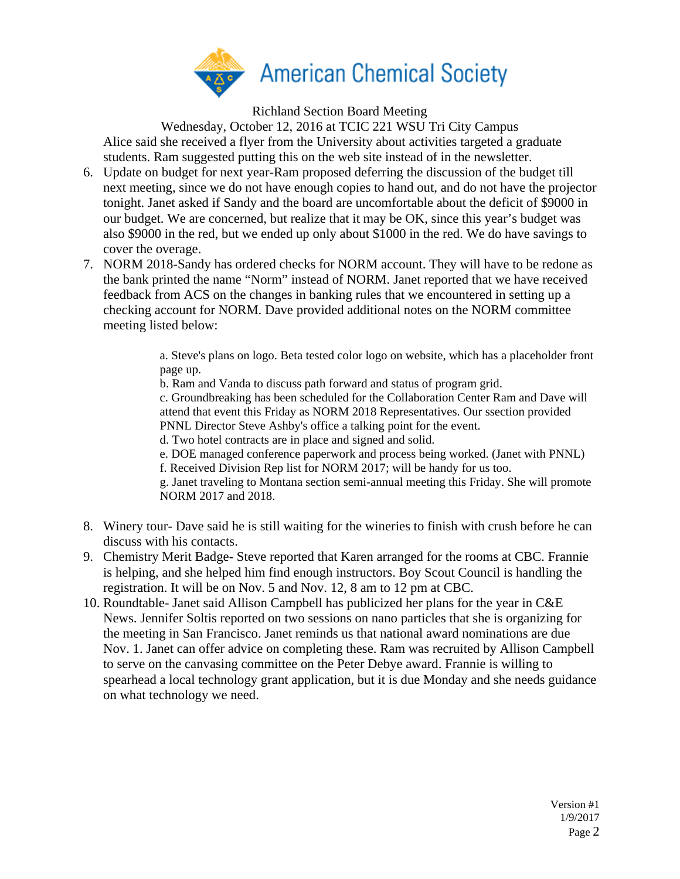Richland Section Board Meeting

Wednesday, October 12, 2016 at TCIC 221 WSU Tri City Campus

Alice said she received a flyer from the University about activities targeted a graduate students. Ram suggested putting this on the web site instead of in the newsletter.

6. Update on budget for next year-Ram proposed deferring the discussion of the budget till next meeting, since we do not have enough copies to hand out, and do not have the projector tonight. Janet asked if Sandy and the board are uncomfortable about the deficit of $9000 in our budget. We are concerned, but realize that it may be OK, since this year's budget was also $9000 in the red, but we ended up only about $1000 in the red. We do have savings to cover the overage.
7. NORM 2018-Sandy has ordered checks for NORM account. They will have to be redone as the bank printed the name "Norm" instead of NORM. Janet reported that we have received feedback from ACS on the changes in banking rules that we encountered in setting up a checking account for NORM. Dave provided additional notes on the NORM committee meeting listed below:

   a. Steve's plans on logo. Beta tested color logo on website, which has a placeholder front page up.
   b. Ram and Vanda to discuss path forward and status of program grid.
   c. Groundbreaking has been scheduled for the Collaboration Center Ram and Dave will attend that event this Friday as NORM 2018 Representatives. Our ssection provided PNNL Director Steve Ashby's office a talking point for the event.
   d. Two hotel contracts are in place and signed and solid.
   e. DOE managed conference paperwork and process being worked. (Janet with PNNL)
   f. Received Division Rep list for NORM 2017; will be handy for us too.
   g. Janet traveling to Montana section semi-annual meeting this Friday. She will promote NORM 2017 and 2018.

8. Winery tour- Dave said he is still waiting for the wineries to finish with crush before he can discuss with his contacts.
9. Chemistry Merit Badge- Steve reported that Karen arranged for the rooms at CBC. Frannie is helping, and she helped him find enough instructors. Boy Scout Council is handling the registration. It will be on Nov. 5 and Nov. 12, 8 am to 12 pm at CBC.
10. Roundtable- Janet said Allison Campbell has publicized her plans for the year in C&E News. Jennifer Soltis reported on two sessions on nano particles that she is organizing for the meeting in San Francisco. Janet reminds us that national award nominations are due Nov. 1. Janet can offer advice on completing these. Ram was recruited by Allison Campbell to serve on the canvasing committee on the Peter Debye award. Frannie is willing to spearhead a local technology grant application, but it is due Monday and she needs guidance on what technology we need.

Version #1
1/9/2017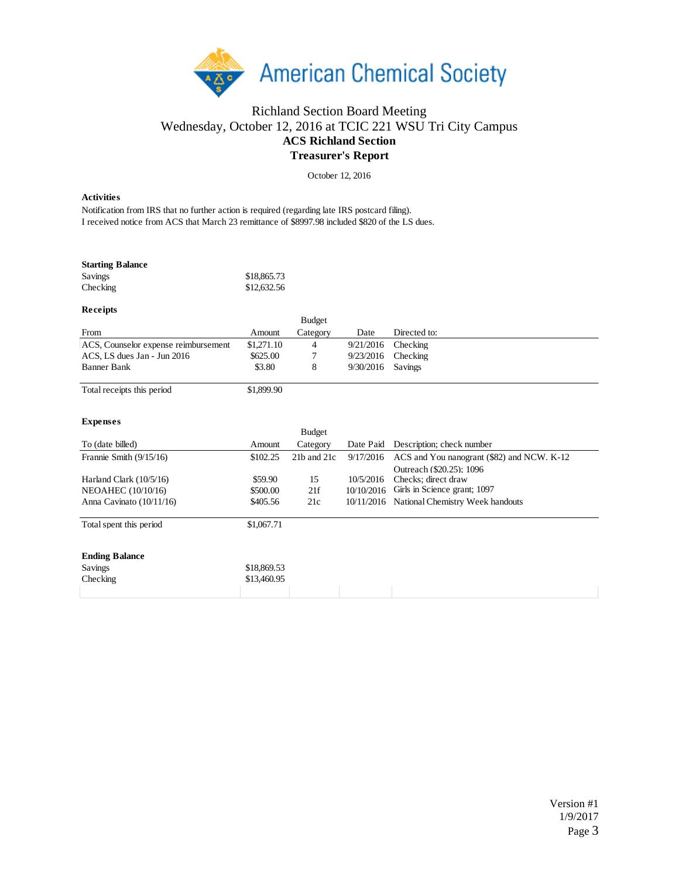# Richland Section Board Meeting

## Wednesday, October 12, 2016 at TCIC 221 WSU Tri City Campus

## ACS Richland Section

## Treasurer's Report

October 12, 2016

**Activities**

Notification from IRS that no further action is required (regarding late IRS postcard filing).
I received notice from ACS that March 23 remittance of $8997.98 included $820 of the LS dues.

**Starting Balance**

| | |
|---|---|
| Savings | $18,865.73 |
| Checking | $12,632.56 |

**Receipts**

| From | Amount | Budget Category | Date | Directed to: |
|---|---|---|---|---|
| ACS, Counselor expense reimbursement | $1,271.10 | 4 | 9/21/2016 | Checking |
| ACS, LS dues Jan - Jun 2016 | $625.00 | 7 | 9/23/2016 | Checking |
| Banner Bank | $3.80 | 8 | 9/30/2016 | Savings |
| Total receipts this period | $1,899.90 | | | |

**Expenses**

| To (date billed) | Amount | Budget Category | Date Paid | Description; check number |
|---|---|---|---|---|
| Frannie Smith (9/15/16) | $102.25 | 21b and 21c | 9/17/2016 | ACS and You nanogrant ($82) and NCW. K-12 Outreach ($20.25); 1096 |
| Harland Clark (10/5/16) | $59.90 | 15 | 10/5/2016 | Checks; direct draw |
| NEOAHEC (10/10/16) | $500.00 | 21f | 10/10/2016 | Girls in Science grant; 1097 |
| Anna Cavinato (10/11/16) | $405.56 | 21c | 10/11/2016 | National Chemistry Week handouts |
| Total spent this period | $1,067.71 | | | |

**Ending Balance**

| | |
|---|---|
| Savings | $18,869.53 |
| Checking | $13,460.95 |

Version #1
1/9/2017